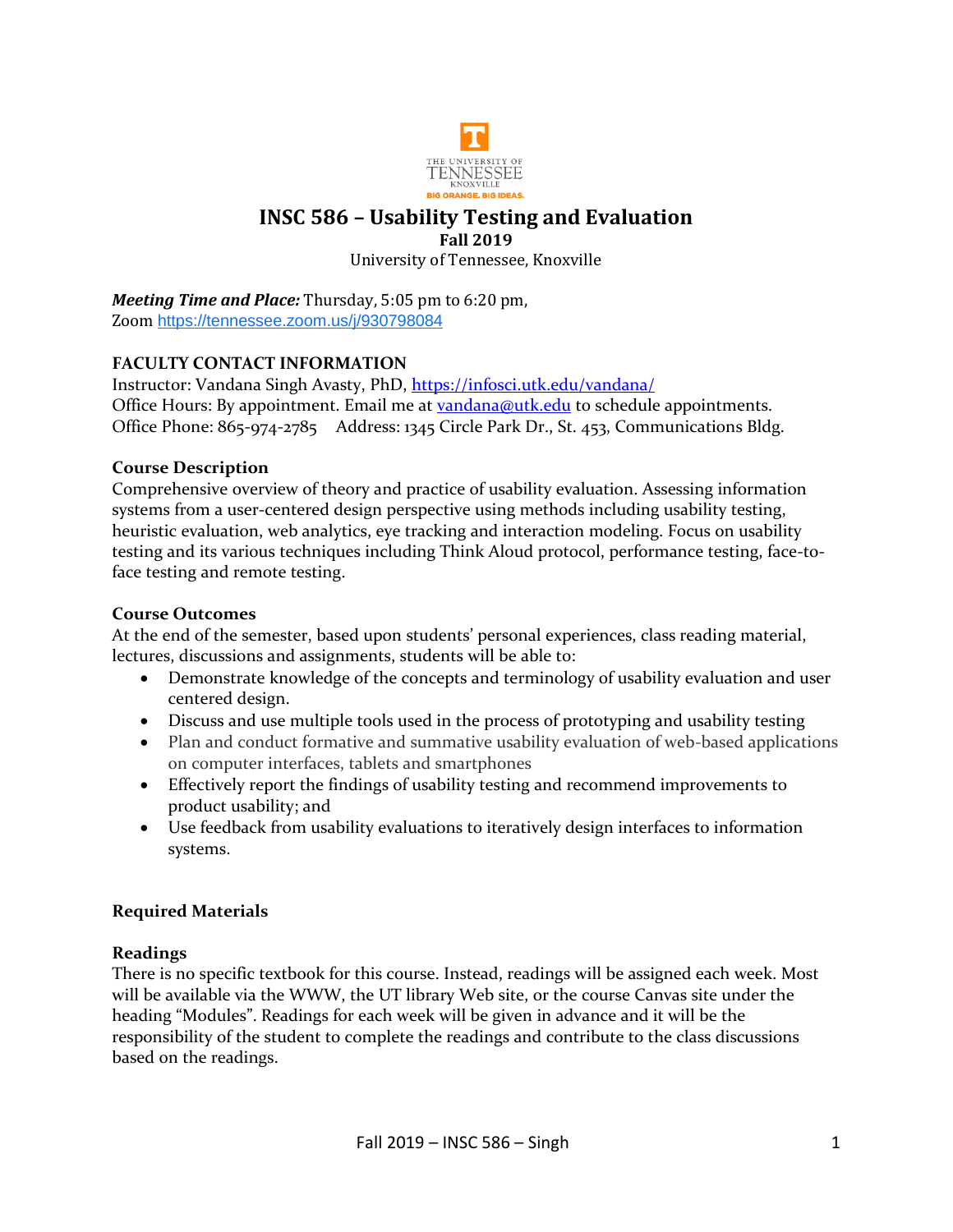# INSC 586 – Usability Testing and Evaluation

**Fall 2019**

University of Tennessee, Knoxville

***Meeting Time and Place:*** Thursday, 5:05 pm to 6:20 pm,
Zoom https://tennessee.zoom.us/j/930798084

**FACULTY CONTACT INFORMATION**

Instructor: Vandana Singh Avasty, PhD, https://infosci.utk.edu/vandana/
Office Hours: By appointment. Email me at vandana@utk.edu to schedule appointments.
Office Phone: 865-974-2785 Address: 1345 Circle Park Dr., St. 453, Communications Bldg.

**Course Description**

Comprehensive overview of theory and practice of usability evaluation. Assessing information systems from a user-centered design perspective using methods including usability testing, heuristic evaluation, web analytics, eye tracking and interaction modeling. Focus on usability testing and its various techniques including Think Aloud protocol, performance testing, face-to-face testing and remote testing.

**Course Outcomes**

At the end of the semester, based upon students' personal experiences, class reading material, lectures, discussions and assignments, students will be able to:

- Demonstrate knowledge of the concepts and terminology of usability evaluation and user centered design.
- Discuss and use multiple tools used in the process of prototyping and usability testing
- Plan and conduct formative and summative usability evaluation of web-based applications on computer interfaces, tablets and smartphones
- Effectively report the findings of usability testing and recommend improvements to product usability; and
- Use feedback from usability evaluations to iteratively design interfaces to information systems.

**Required Materials**

**Readings**

There is no specific textbook for this course. Instead, readings will be assigned each week. Most will be available via the WWW, the UT library Web site, or the course Canvas site under the heading "Modules". Readings for each week will be given in advance and it will be the responsibility of the student to complete the readings and contribute to the class discussions based on the readings.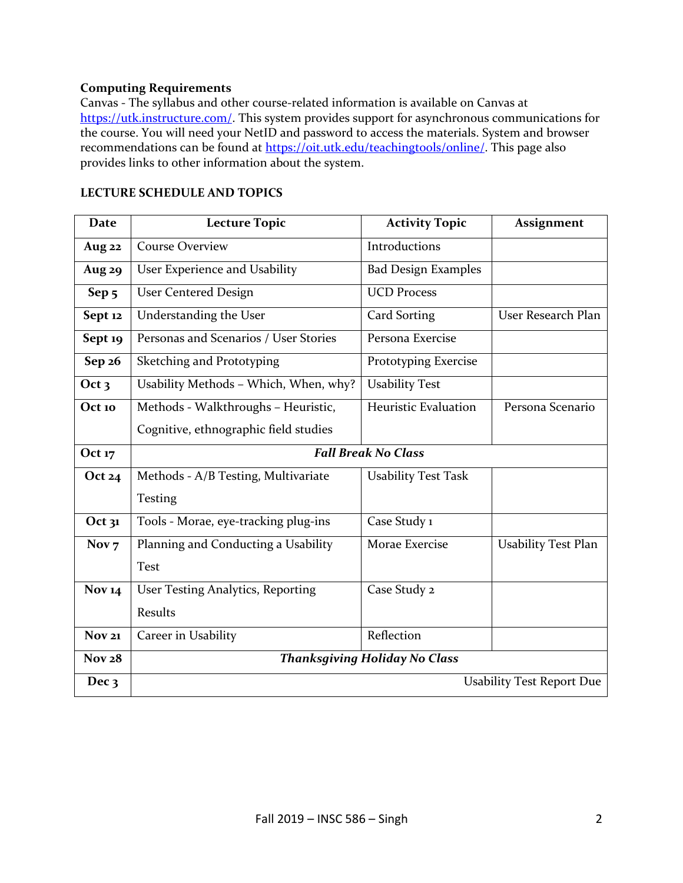**Computing Requirements**
Canvas - The syllabus and other course-related information is available on Canvas at https://utk.instructure.com/. This system provides support for asynchronous communications for the course. You will need your NetID and password to access the materials. System and browser recommendations can be found at https://oit.utk.edu/teachingtools/online/. This page also provides links to other information about the system.

**LECTURE SCHEDULE AND TOPICS**

| Date | Lecture Topic | Activity Topic | Assignment |
|---|---|---|---|
| Aug 22 | Course Overview | Introductions | |
| Aug 29 | User Experience and Usability | Bad Design Examples | |
| Sep 5 | User Centered Design | UCD Process | |
| Sept 12 | Understanding the User | Card Sorting | User Research Plan |
| Sept 19 | Personas and Scenarios / User Stories | Persona Exercise | |
| Sep 26 | Sketching and Prototyping | Prototyping Exercise | |
| Oct 3 | Usability Methods – Which, When, why? | Usability Test | |
| Oct 10 | Methods - Walkthroughs – Heuristic, Cognitive, ethnographic field studies | Heuristic Evaluation | Persona Scenario |
| Oct 17 | ***Fall Break No Class*** | | |
| Oct 24 | Methods - A/B Testing, Multivariate Testing | Usability Test Task | |
| Oct 31 | Tools - Morae, eye-tracking plug-ins | Case Study 1 | |
| Nov 7 | Planning and Conducting a Usability Test | Morae Exercise | Usability Test Plan |
| Nov 14 | User Testing Analytics, Reporting Results | Case Study 2 | |
| Nov 21 | Career in Usability | Reflection | |
| Nov 28 | ***Thanksgiving Holiday No Class*** | | |
| Dec 3 | | | Usability Test Report Due |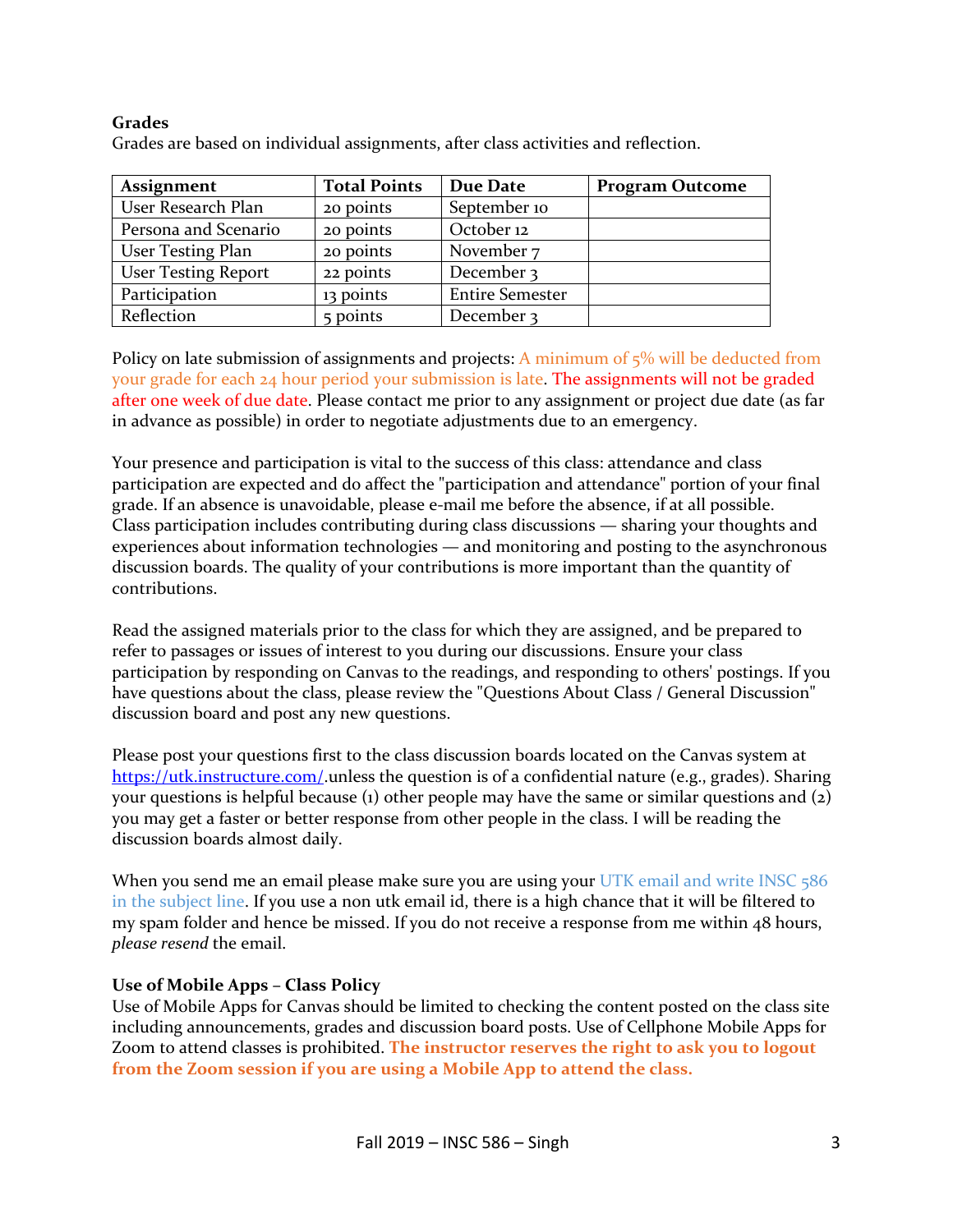**Grades**

Grades are based on individual assignments, after class activities and reflection.

| Assignment | Total Points | Due Date | Program Outcome |
|---|---|---|---|
| User Research Plan | 20 points | September 10 | |
| Persona and Scenario | 20 points | October 12 | |
| User Testing Plan | 20 points | November 7 | |
| User Testing Report | 22 points | December 3 | |
| Participation | 13 points | Entire Semester | |
| Reflection | 5 points | December 3 | |

Policy on late submission of assignments and projects: A minimum of 5% will be deducted from your grade for each 24 hour period your submission is late. The assignments will not be graded after one week of due date. Please contact me prior to any assignment or project due date (as far in advance as possible) in order to negotiate adjustments due to an emergency.

Your presence and participation is vital to the success of this class: attendance and class participation are expected and do affect the "participation and attendance" portion of your final grade. If an absence is unavoidable, please e-mail me before the absence, if at all possible. Class participation includes contributing during class discussions — sharing your thoughts and experiences about information technologies — and monitoring and posting to the asynchronous discussion boards. The quality of your contributions is more important than the quantity of contributions.

Read the assigned materials prior to the class for which they are assigned, and be prepared to refer to passages or issues of interest to you during our discussions. Ensure your class participation by responding on Canvas to the readings, and responding to others' postings. If you have questions about the class, please review the "Questions About Class / General Discussion" discussion board and post any new questions.

Please post your questions first to the class discussion boards located on the Canvas system at https://utk.instructure.com/.unless the question is of a confidential nature (e.g., grades). Sharing your questions is helpful because (1) other people may have the same or similar questions and (2) you may get a faster or better response from other people in the class. I will be reading the discussion boards almost daily.

When you send me an email please make sure you are using your UTK email and write INSC 586 in the subject line. If you use a non utk email id, there is a high chance that it will be filtered to my spam folder and hence be missed. If you do not receive a response from me within 48 hours, *please resend* the email.

**Use of Mobile Apps – Class Policy**

Use of Mobile Apps for Canvas should be limited to checking the content posted on the class site including announcements, grades and discussion board posts. Use of Cellphone Mobile Apps for Zoom to attend classes is prohibited. **The instructor reserves the right to ask you to logout from the Zoom session if you are using a Mobile App to attend the class.**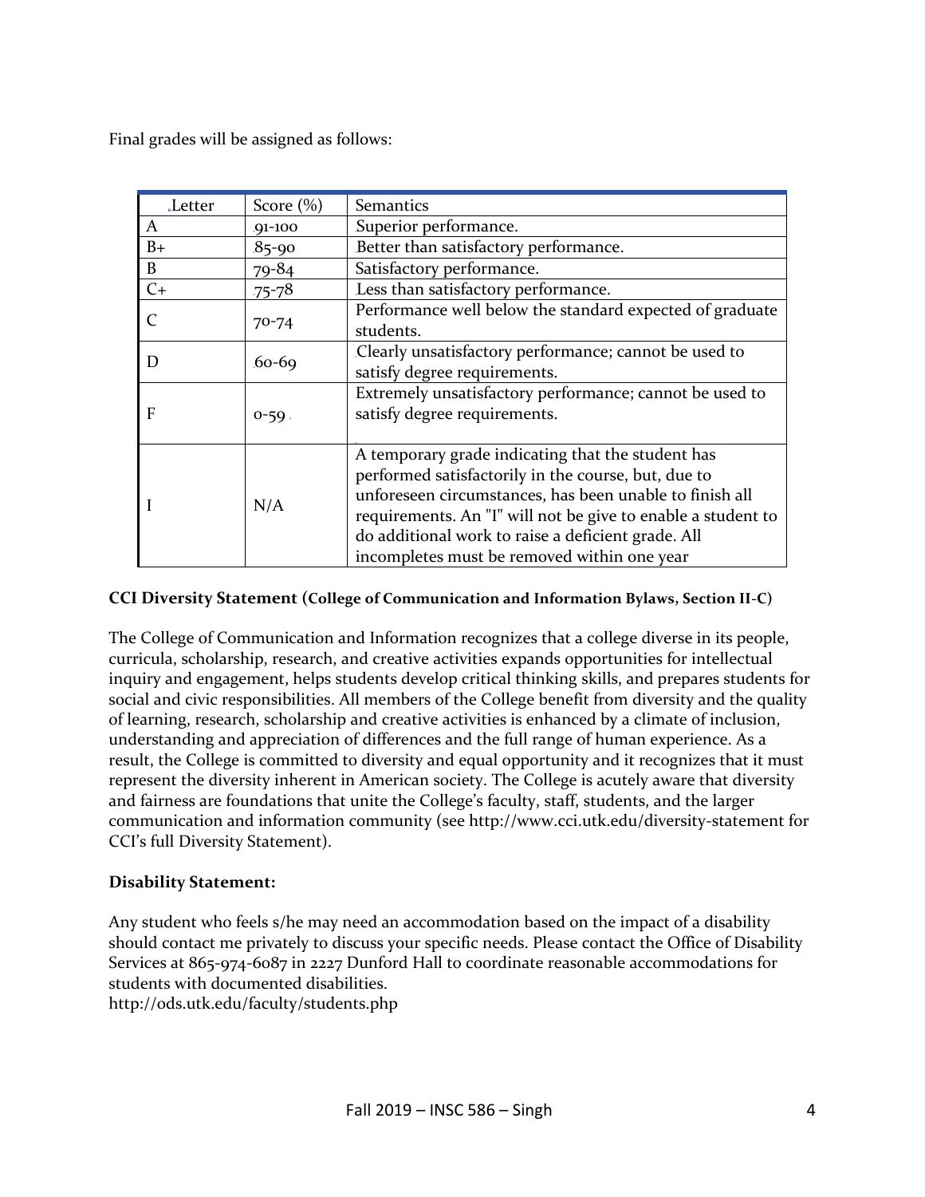Final grades will be assigned as follows:

| Letter | Score (%) | Semantics |
|---|---|---|
| A | 91-100 | Superior performance. |
| B+ | 85-90 | Better than satisfactory performance. |
| B | 79-84 | Satisfactory performance. |
| C+ | 75-78 | Less than satisfactory performance. |
| C | 70-74 | Performance well below the standard expected of graduate students. |
| D | 60-69 | Clearly unsatisfactory performance; cannot be used to satisfy degree requirements. |
| F | 0-59 | Extremely unsatisfactory performance; cannot be used to satisfy degree requirements. |
| I | N/A | A temporary grade indicating that the student has performed satisfactorily in the course, but, due to unforeseen circumstances, has been unable to finish all requirements. An "I" will not be give to enable a student to do additional work to raise a deficient grade. All incompletes must be removed within one year |

**CCI Diversity Statement (College of Communication and Information Bylaws, Section II-C)**

The College of Communication and Information recognizes that a college diverse in its people, curricula, scholarship, research, and creative activities expands opportunities for intellectual inquiry and engagement, helps students develop critical thinking skills, and prepares students for social and civic responsibilities. All members of the College benefit from diversity and the quality of learning, research, scholarship and creative activities is enhanced by a climate of inclusion, understanding and appreciation of differences and the full range of human experience. As a result, the College is committed to diversity and equal opportunity and it recognizes that it must represent the diversity inherent in American society. The College is acutely aware that diversity and fairness are foundations that unite the College's faculty, staff, students, and the larger communication and information community (see http://www.cci.utk.edu/diversity-statement for CCI's full Diversity Statement).

**Disability Statement:**

Any student who feels s/he may need an accommodation based on the impact of a disability should contact me privately to discuss your specific needs. Please contact the Office of Disability Services at 865-974-6087 in 2227 Dunford Hall to coordinate reasonable accommodations for students with documented disabilities.
http://ods.utk.edu/faculty/students.php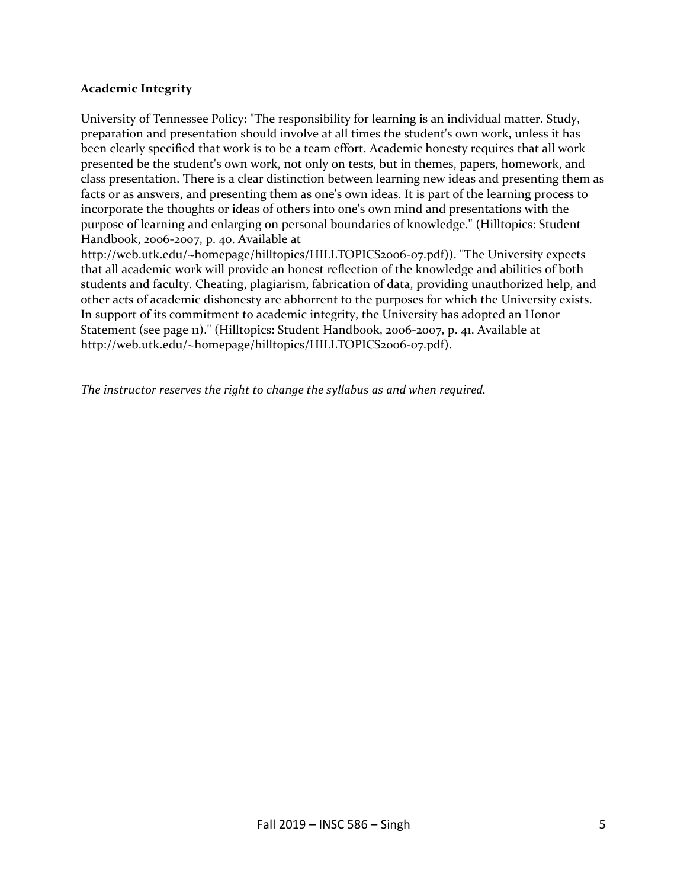**Academic Integrity**

University of Tennessee Policy: "The responsibility for learning is an individual matter. Study, preparation and presentation should involve at all times the student's own work, unless it has been clearly specified that work is to be a team effort. Academic honesty requires that all work presented be the student's own work, not only on tests, but in themes, papers, homework, and class presentation. There is a clear distinction between learning new ideas and presenting them as facts or as answers, and presenting them as one's own ideas. It is part of the learning process to incorporate the thoughts or ideas of others into one's own mind and presentations with the purpose of learning and enlarging on personal boundaries of knowledge." (Hilltopics: Student Handbook, 2006-2007, p. 40. Available at http://web.utk.edu/~homepage/hilltopics/HILLTOPICS2006-07.pdf)). "The University expects that all academic work will provide an honest reflection of the knowledge and abilities of both students and faculty. Cheating, plagiarism, fabrication of data, providing unauthorized help, and other acts of academic dishonesty are abhorrent to the purposes for which the University exists. In support of its commitment to academic integrity, the University has adopted an Honor Statement (see page 11)." (Hilltopics: Student Handbook, 2006-2007, p. 41. Available at http://web.utk.edu/~homepage/hilltopics/HILLTOPICS2006-07.pdf).

*The instructor reserves the right to change the syllabus as and when required.*